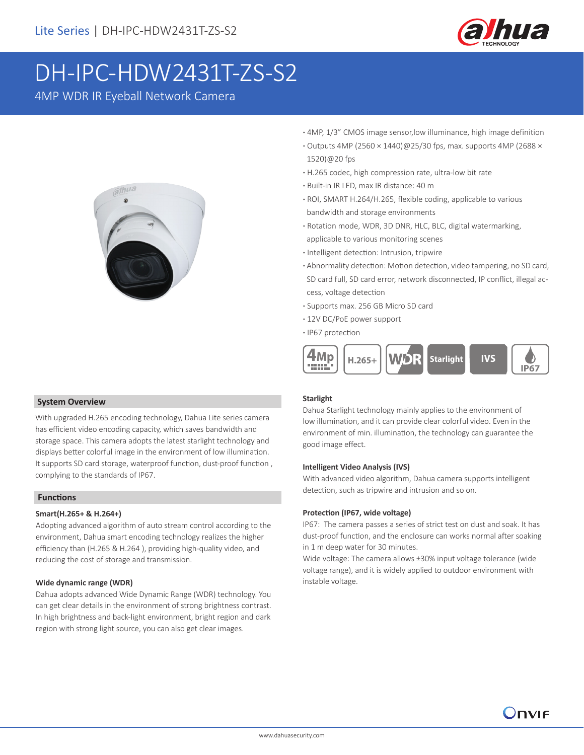# DH-IPC-HDW2431T-ZS-S2

4MP WDR IR Eyeball Network Camera

- 4MP, 1/3" CMOS image sensor,low illuminance, high image definition
- Outputs 4MP (2560 × 1440)@25/30 fps, max. supports 4MP (2688 × 1520)@20 fps
- H.265 codec, high compression rate, ultra-low bit rate
- Built-in IR LED, max IR distance: 40 m
- ROI, SMART H.264/H.265, flexible coding, applicable to various bandwidth and storage environments
- Rotation mode, WDR, 3D DNR, HLC, BLC, digital watermarking, applicable to various monitoring scenes
- Intelligent detection: Intrusion, tripwire
- Abnormality detection: Motion detection, video tampering, no SD card, SD card full, SD card error, network disconnected, IP conflict, illegal access, voltage detection
- Supports max. 256 GB Micro SD card
- 12V DC/PoE power support
- IP67 protection

## System Overview

With upgraded H.265 encoding technology, Dahua Lite series camera has efficient video encoding capacity, which saves bandwidth and storage space. This camera adopts the latest starlight technology and displays better colorful image in the environment of low illumination. It supports SD card storage, waterproof function, dust-proof function , complying to the standards of IP67.

## Functions

### Smart(H.265+ & H.264+)

Adopting advanced algorithm of auto stream control according to the environment, Dahua smart encoding technology realizes the higher efficiency than (H.265 & H.264 ), providing high-quality video, and reducing the cost of storage and transmission.

### Wide dynamic range (WDR)

Dahua adopts advanced Wide Dynamic Range (WDR) technology. You can get clear details in the environment of strong brightness contrast. In high brightness and back-light environment, bright region and dark region with strong light source, you can also get clear images.

### Starlight

Dahua Starlight technology mainly applies to the environment of low illumination, and it can provide clear colorful video. Even in the environment of min. illumination, the technology can guarantee the good image effect.

### Intelligent Video Analysis (IVS)

With advanced video algorithm, Dahua camera supports intelligent detection, such as tripwire and intrusion and so on.

### Protection (IP67, wide voltage)

IP67: The camera passes a series of strict test on dust and soak. It has dust-proof function, and the enclosure can works normal after soaking in 1 m deep water for 30 minutes.

Wide voltage: The camera allows ±30% input voltage tolerance (wide voltage range), and it is widely applied to outdoor environment with instable voltage.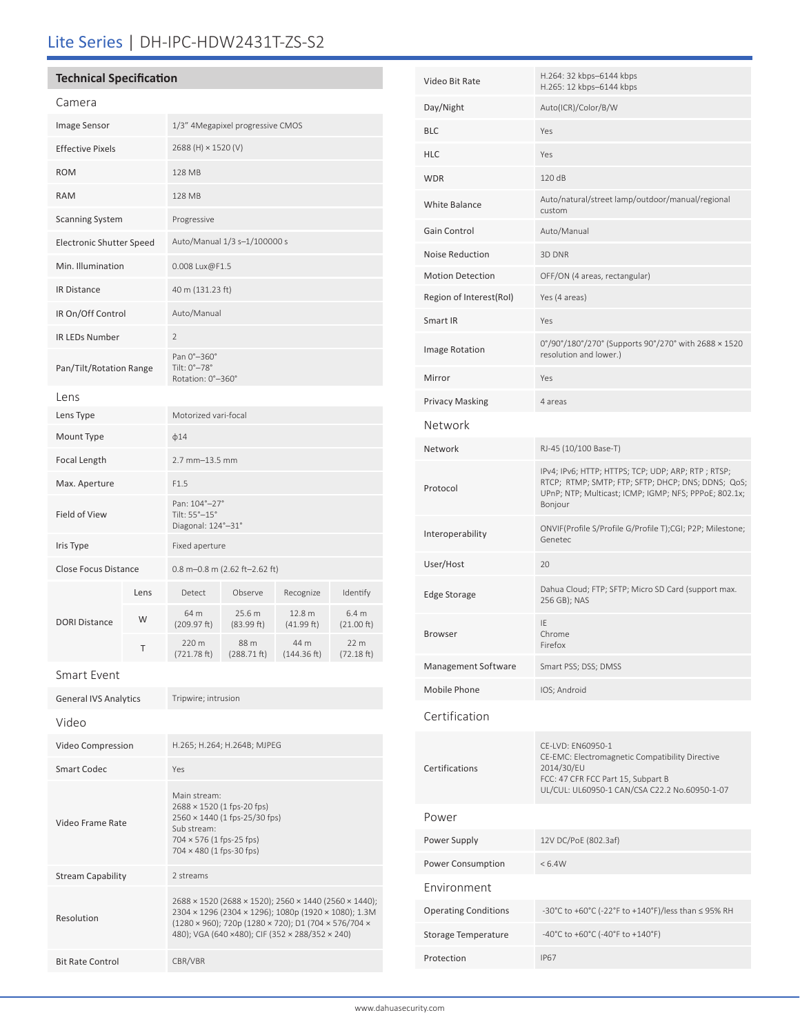# Lite Series | DH-IPC-HDW2431T-ZS-S2

## Technical Specification

### Camera

| | |
|---|---|
| Image Sensor | 1/3" 4Megapixel progressive CMOS |
| Effective Pixels | 2688 (H) × 1520 (V) |
| ROM | 128 MB |
| RAM | 128 MB |
| Scanning System | Progressive |
| Electronic Shutter Speed | Auto/Manual 1/3 s–1/100000 s |
| Min. Illumination | 0.008 Lux@F1.5 |
| IR Distance | 40 m (131.23 ft) |
| IR On/Off Control | Auto/Manual |
| IR LEDs Number | 2 |
| Pan/Tilt/Rotation Range | Pan 0°–360°<br>Tilt: 0°–78°<br>Rotation: 0°–360° |

### Lens

| | |
|---|---|
| Lens Type | Motorized vari-focal |
| Mount Type | ф14 |
| Focal Length | 2.7 mm–13.5 mm |
| Max. Aperture | F1.5 |
| Field of View | Pan: 104°–27°<br>Tilt: 55°–15°<br>Diagonal: 124°–31° |
| Iris Type | Fixed aperture |
| Close Focus Distance | 0.8 m–0.8 m (2.62 ft–2.62 ft) |

| DORI Distance | Lens | Detect | Observe | Recognize | Identify |
|---|---|---|---|---|---|
| | W | 64 m (209.97 ft) | 25.6 m (83.99 ft) | 12.8 m (41.99 ft) | 6.4 m (21.00 ft) |
| | T | 220 m (721.78 ft) | 88 m (288.71 ft) | 44 m (144.36 ft) | 22 m (72.18 ft) |

### Smart Event

| | |
|---|---|
| General IVS Analytics | Tripwire; intrusion |

### Video

| | |
|---|---|
| Video Compression | H.265; H.264; H.264B; MJPEG |
| Smart Codec | Yes |
| Video Frame Rate | Main stream:<br>2688 × 1520 (1 fps-20 fps)<br>2560 × 1440 (1 fps-25/30 fps)<br>Sub stream:<br>704 × 576 (1 fps-25 fps)<br>704 × 480 (1 fps-30 fps) |
| Stream Capability | 2 streams |
| Resolution | 2688 × 1520 (2688 × 1520); 2560 × 1440 (2560 × 1440); 2304 × 1296 (2304 × 1296); 1080p (1920 × 1080); 1.3M (1280 × 960); 720p (1280 × 720); D1 (704 × 576/704 × 480); VGA (640 ×480); CIF (352 × 288/352 × 240) |
| Bit Rate Control | CBR/VBR |
| Video Bit Rate | H.264: 32 kbps–6144 kbps<br>H.265: 12 kbps–6144 kbps |
| Day/Night | Auto(ICR)/Color/B/W |
| BLC | Yes |
| HLC | Yes |
| WDR | 120 dB |
| White Balance | Auto/natural/street lamp/outdoor/manual/regional custom |
| Gain Control | Auto/Manual |
| Noise Reduction | 3D DNR |
| Motion Detection | OFF/ON (4 areas, rectangular) |
| Region of Interest(RoI) | Yes (4 areas) |
| Smart IR | Yes |
| Image Rotation | 0°/90°/180°/270° (Supports 90°/270° with 2688 × 1520 resolution and lower.) |
| Mirror | Yes |
| Privacy Masking | 4 areas |

### Network

| | |
|---|---|
| Network | RJ-45 (10/100 Base-T) |
| Protocol | IPv4; IPv6; HTTP; HTTPS; TCP; UDP; ARP; RTP ; RTSP; RTCP; RTMP; SMTP; FTP; SFTP; DHCP; DNS; DDNS; QoS; UPnP; NTP; Multicast; ICMP; IGMP; NFS; PPPoE; 802.1x; Bonjour |
| Interoperability | ONVIF(Profile S/Profile G/Profile T);CGI; P2P; Milestone; Genetec |
| User/Host | 20 |
| Edge Storage | Dahua Cloud; FTP; SFTP; Micro SD Card (support max. 256 GB); NAS |
| Browser | IE<br>Chrome<br>Firefox |
| Management Software | Smart PSS; DSS; DMSS |
| Mobile Phone | IOS; Android |

### Certification

| | |
|---|---|
| Certifications | CE-LVD: EN60950-1<br>CE-EMC: Electromagnetic Compatibility Directive 2014/30/EU<br>FCC: 47 CFR FCC Part 15, Subpart B<br>UL/CUL: UL60950-1 CAN/CSA C22.2 No.60950-1-07 |

### Power

| | |
|---|---|
| Power Supply | 12V DC/PoE (802.3af) |
| Power Consumption | < 6.4W |

### Environment

| | |
|---|---|
| Operating Conditions | -30°C to +60°C (-22°F to +140°F)/less than ≤ 95% RH |
| Storage Temperature | -40°C to +60°C (-40°F to +140°F) |
| Protection | IP67 |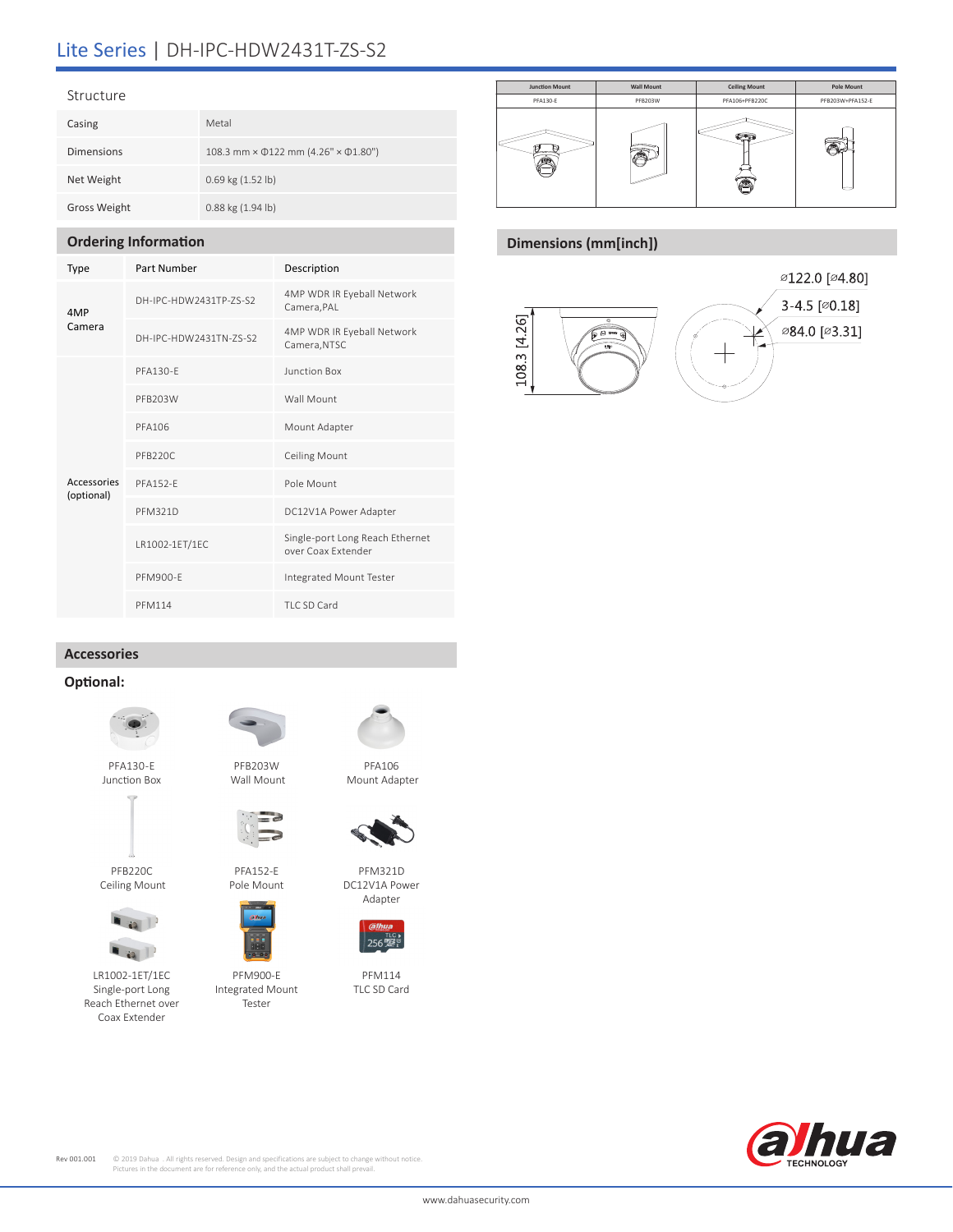# Lite Series | DH-IPC-HDW2431T-ZS-S2

## Structure

| | |
|---|---|
| Casing | Metal |
| Dimensions | 108.3 mm × Φ122 mm (4.26" × Φ1.80") |
| Net Weight | 0.69 kg (1.52 lb) |
| Gross Weight | 0.88 kg (1.94 lb) |

## Ordering Information

| Type | Part Number | Description |
|---|---|---|
| 4MP Camera | DH-IPC-HDW2431TP-ZS-S2 | 4MP WDR IR Eyeball Network Camera,PAL |
| | DH-IPC-HDW2431TN-ZS-S2 | 4MP WDR IR Eyeball Network Camera,NTSC |
| Accessories (optional) | PFA130-E | Junction Box |
| | PFB203W | Wall Mount |
| | PFA106 | Mount Adapter |
| | PFB220C | Ceiling Mount |
| | PFA152-E | Pole Mount |
| | PFM321D | DC12V1A Power Adapter |
| | LR1002-1ET/1EC | Single-port Long Reach Ethernet over Coax Extender |
| | PFM900-E | Integrated Mount Tester |
| | PFM114 | TLC SD Card |

## Accessories

**Optional:**

PFA130-E
Junction Box

PFB203W
Wall Mount

PFA106
Mount Adapter

PFB220C
Ceiling Mount

PFA152-E
Pole Mount

PFM321D
DC12V1A Power Adapter

LR1002-1ET/1EC
Single-port Long Reach Ethernet over Coax Extender

PFM900-E
Integrated Mount Tester

PFM114
TLC SD Card

| Junction Mount | Wall Mount | Ceiling Mount | Pole Mount |
|---|---|---|---|
| PFA130-E | PFB203W | PFA106+PFB220C | PFB203W+PFA152-E |

## Dimensions (mm[inch])

108.3 [4.26]

⌀122.0 [⌀4.80]

3-4.5 [⌀0.18]

⌀84.0 [⌀3.31]

Rev 001.001 © 2019 Dahua . All rights reserved. Design and specifications are subject to change without notice. Pictures in the document are for reference only, and the actual product shall prevail.

www.dahuasecurity.com